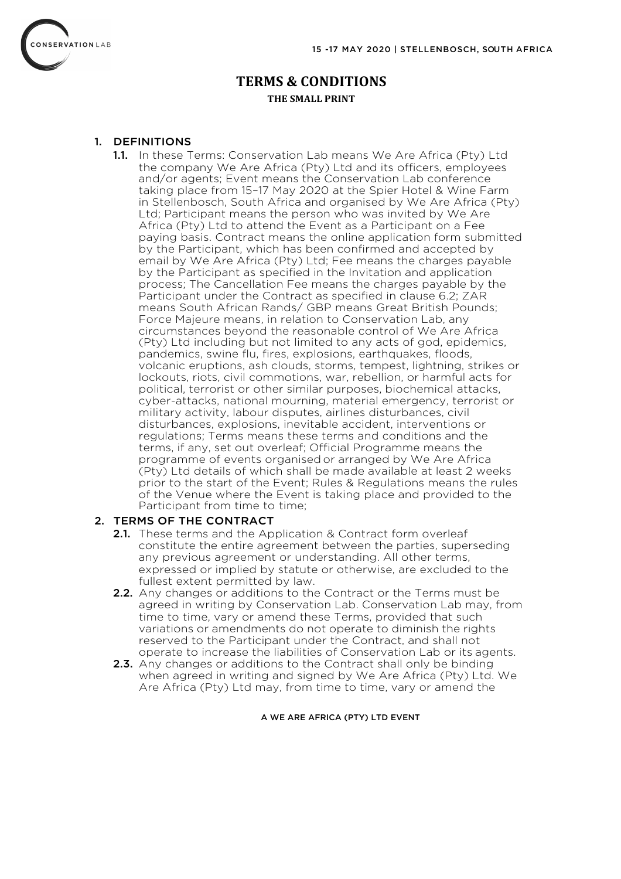# TERMS & CONDITIONS

**THE SMALL PRINT**

## 1. DEFINITIONS

**1.1.** In these Terms: Conservation Lab means We Are Africa (Pty) Ltd the company We Are Africa (Pty) Ltd and its officers, employees and/or agents; Event means the Conservation Lab conference taking place from 15–17 May 2020 at the Spier Hotel & Wine Farm in Stellenbosch, South Africa and organised by We Are Africa (Pty) Ltd; Participant means the person who was invited by We Are Africa (Pty) Ltd to attend the Event as a Participant on a Fee paying basis. Contract means the online application form submitted by the Participant, which has been confirmed and accepted by email by We Are Africa (Pty) Ltd; Fee means the charges payable by the Participant as specified in the Invitation and application process; The Cancellation Fee means the charges payable by the Participant under the Contract as specified in clause 6.2; ZAR means South African Rands/ GBP means Great British Pounds; Force Majeure means, in relation to Conservation Lab, any circumstances beyond the reasonable control of We Are Africa (Pty) Ltd including but not limited to any acts of god, epidemics, pandemics, swine flu, fires, explosions, earthquakes, floods, volcanic eruptions, ash clouds, storms, tempest, lightning, strikes or lockouts, riots, civil commotions, war, rebellion, or harmful acts for political, terrorist or other similar purposes, biochemical attacks, cyber-attacks, national mourning, material emergency, terrorist or military activity, labour disputes, airlines disturbances, civil disturbances, explosions, inevitable accident, interventions or regulations; Terms means these terms and conditions and the terms, if any, set out overleaf; Official Programme means the programme of events organised or arranged by We Are Africa (Pty) Ltd details of which shall be made available at least 2 weeks prior to the start of the Event; Rules & Regulations means the rules of the Venue where the Event is taking place and provided to the Participant from time to time;

## 2. TERMS OF THE CONTRACT

**2.1.** These terms and the Application & Contract form overleaf constitute the entire agreement between the parties, superseding any previous agreement or understanding. All other terms, expressed or implied by statute or otherwise, are excluded to the fullest extent permitted by law.

**2.2.** Any changes or additions to the Contract or the Terms must be agreed in writing by Conservation Lab. Conservation Lab may, from time to time, vary or amend these Terms, provided that such variations or amendments do not operate to diminish the rights reserved to the Participant under the Contract, and shall not operate to increase the liabilities of Conservation Lab or its agents.

**2.3.** Any changes or additions to the Contract shall only be binding when agreed in writing and signed by We Are Africa (Pty) Ltd. We Are Africa (Pty) Ltd may, from time to time, vary or amend the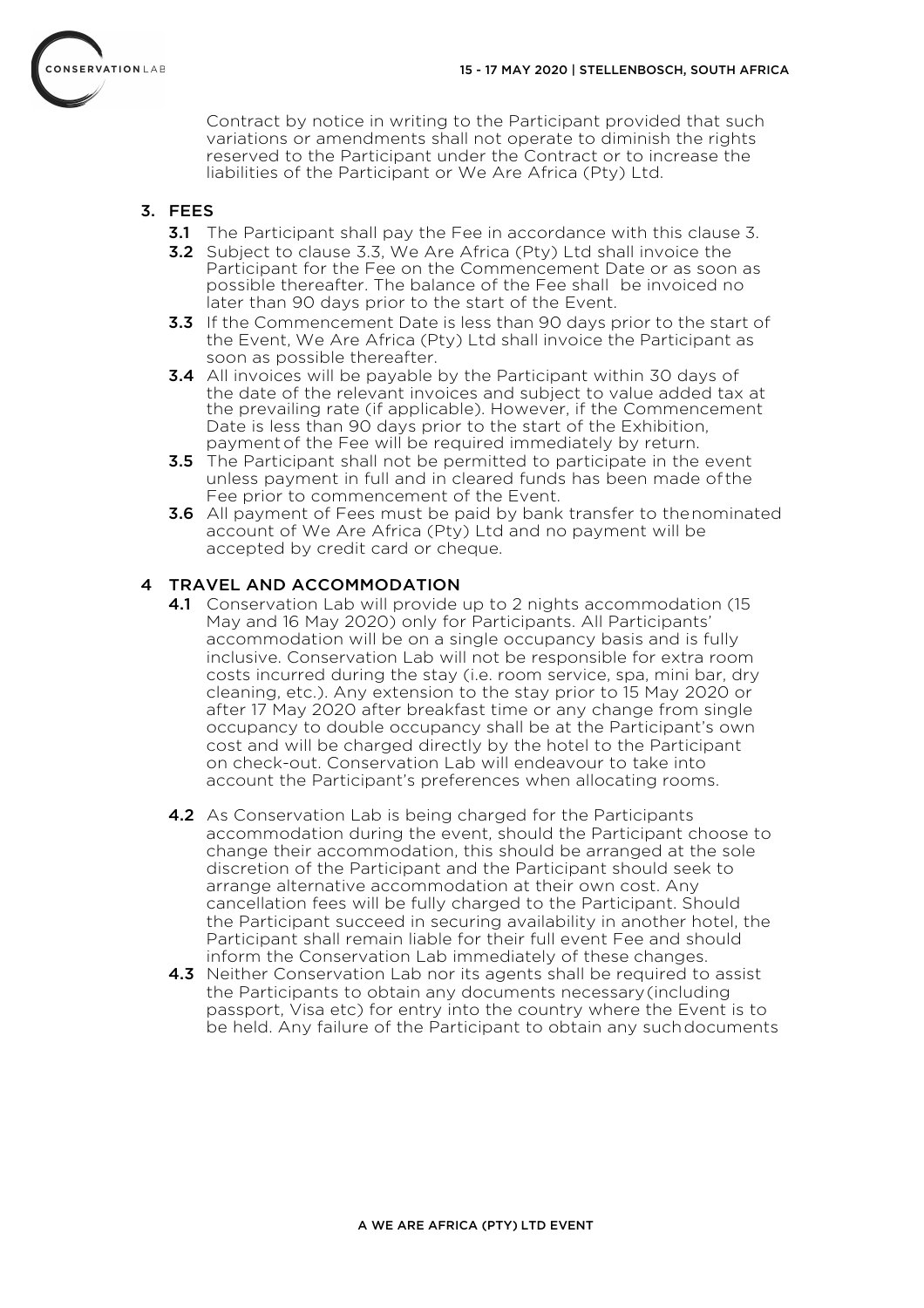Contract by notice in writing to the Participant provided that such variations or amendments shall not operate to diminish the rights reserved to the Participant under the Contract or to increase the liabilities of the Participant or We Are Africa (Pty) Ltd.

## 3. FEES

**3.1** The Participant shall pay the Fee in accordance with this clause 3.

**3.2** Subject to clause 3.3, We Are Africa (Pty) Ltd shall invoice the Participant for the Fee on the Commencement Date or as soon as possible thereafter. The balance of the Fee shall be invoiced no later than 90 days prior to the start of the Event.

**3.3** If the Commencement Date is less than 90 days prior to the start of the Event, We Are Africa (Pty) Ltd shall invoice the Participant as soon as possible thereafter.

**3.4** All invoices will be payable by the Participant within 30 days of the date of the relevant invoices and subject to value added tax at the prevailing rate (if applicable). However, if the Commencement Date is less than 90 days prior to the start of the Exhibition, payment of the Fee will be required immediately by return.

**3.5** The Participant shall not be permitted to participate in the event unless payment in full and in cleared funds has been made of the Fee prior to commencement of the Event.

**3.6** All payment of Fees must be paid by bank transfer to the nominated account of We Are Africa (Pty) Ltd and no payment will be accepted by credit card or cheque.

## 4 TRAVEL AND ACCOMMODATION

**4.1** Conservation Lab will provide up to 2 nights accommodation (15 May and 16 May 2020) only for Participants. All Participants' accommodation will be on a single occupancy basis and is fully inclusive. Conservation Lab will not be responsible for extra room costs incurred during the stay (i.e. room service, spa, mini bar, dry cleaning, etc.). Any extension to the stay prior to 15 May 2020 or after 17 May 2020 after breakfast time or any change from single occupancy to double occupancy shall be at the Participant's own cost and will be charged directly by the hotel to the Participant on check-out. Conservation Lab will endeavour to take into account the Participant's preferences when allocating rooms.

**4.2** As Conservation Lab is being charged for the Participants accommodation during the event, should the Participant choose to change their accommodation, this should be arranged at the sole discretion of the Participant and the Participant should seek to arrange alternative accommodation at their own cost. Any cancellation fees will be fully charged to the Participant. Should the Participant succeed in securing availability in another hotel, the Participant shall remain liable for their full event Fee and should inform the Conservation Lab immediately of these changes.

**4.3** Neither Conservation Lab nor its agents shall be required to assist the Participants to obtain any documents necessary (including passport, Visa etc) for entry into the country where the Event is to be held. Any failure of the Participant to obtain any such documents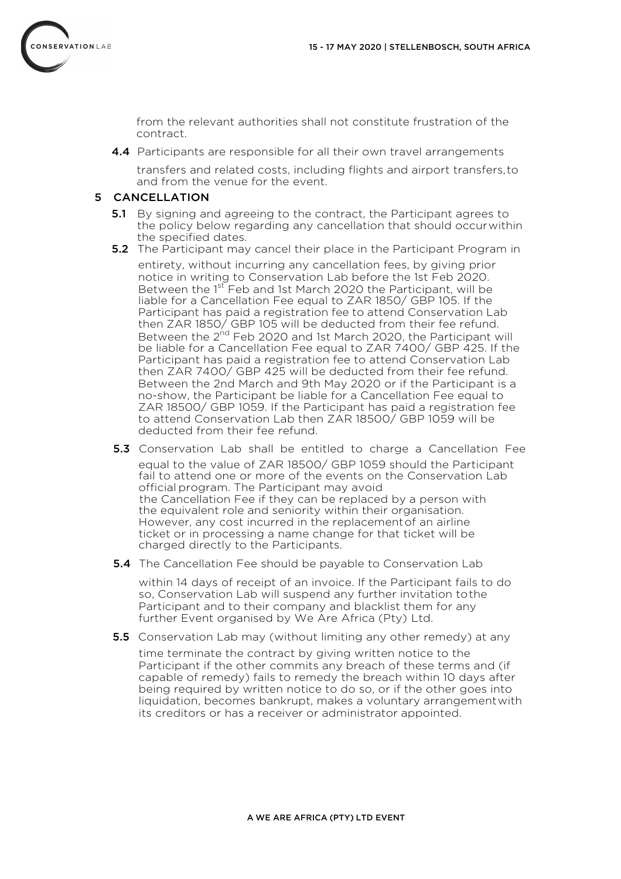from the relevant authorities shall not constitute frustration of the contract.

**4.4** Participants are responsible for all their own travel arrangements transfers and related costs, including flights and airport transfers, to and from the venue for the event.

## 5 CANCELLATION

**5.1** By signing and agreeing to the contract, the Participant agrees to the policy below regarding any cancellation that should occur within the specified dates.

**5.2** The Participant may cancel their place in the Participant Program in entirety, without incurring any cancellation fees, by giving prior notice in writing to Conservation Lab before the 1st Feb 2020. Between the 1st Feb and 1st March 2020 the Participant, will be liable for a Cancellation Fee equal to ZAR 1850/ GBP 105. If the Participant has paid a registration fee to attend Conservation Lab then ZAR 1850/ GBP 105 will be deducted from their fee refund. Between the 2nd Feb 2020 and 1st March 2020, the Participant will be liable for a Cancellation Fee equal to ZAR 7400/ GBP 425. If the Participant has paid a registration fee to attend Conservation Lab then ZAR 7400/ GBP 425 will be deducted from their fee refund. Between the 2nd March and 9th May 2020 or if the Participant is a no-show, the Participant be liable for a Cancellation Fee equal to ZAR 18500/ GBP 1059. If the Participant has paid a registration fee to attend Conservation Lab then ZAR 18500/ GBP 1059 will be deducted from their fee refund.

**5.3** Conservation Lab shall be entitled to charge a Cancellation Fee equal to the value of ZAR 18500/ GBP 1059 should the Participant fail to attend one or more of the events on the Conservation Lab official program. The Participant may avoid the Cancellation Fee if they can be replaced by a person with the equivalent role and seniority within their organisation. However, any cost incurred in the replacement of an airline ticket or in processing a name change for that ticket will be charged directly to the Participants.

**5.4** The Cancellation Fee should be payable to Conservation Lab within 14 days of receipt of an invoice. If the Participant fails to do so, Conservation Lab will suspend any further invitation to the Participant and to their company and blacklist them for any further Event organised by We Are Africa (Pty) Ltd.

**5.5** Conservation Lab may (without limiting any other remedy) at any time terminate the contract by giving written notice to the Participant if the other commits any breach of these terms and (if capable of remedy) fails to remedy the breach within 10 days after being required by written notice to do so, or if the other goes into liquidation, becomes bankrupt, makes a voluntary arrangement with its creditors or has a receiver or administrator appointed.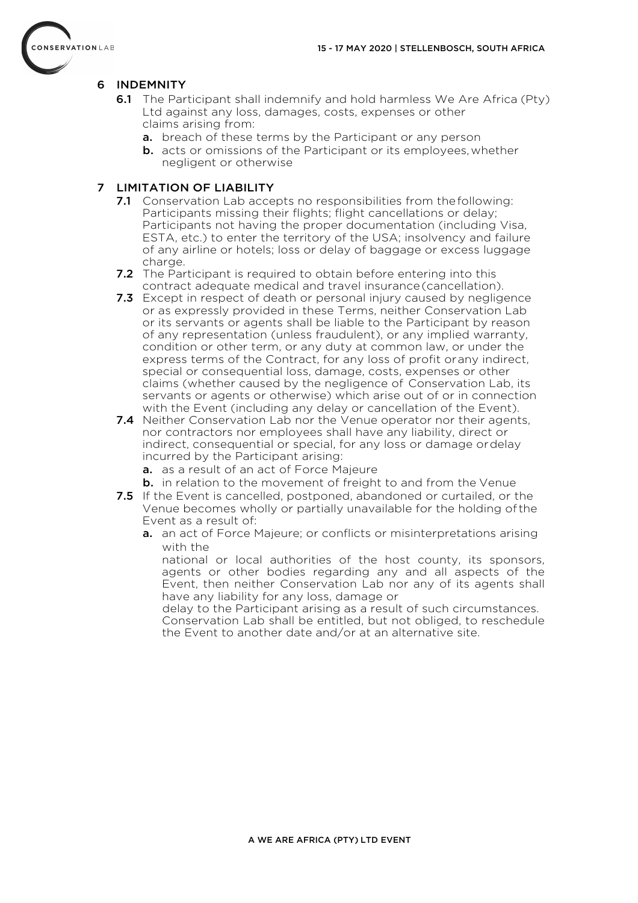## 6 INDEMNITY

**6.1** The Participant shall indemnify and hold harmless We Are Africa (Pty) Ltd against any loss, damages, costs, expenses or other claims arising from:

- **a.** breach of these terms by the Participant or any person
- **b.** acts or omissions of the Participant or its employees, whether negligent or otherwise

## 7 LIMITATION OF LIABILITY

**7.1** Conservation Lab accepts no responsibilities from the following: Participants missing their flights; flight cancellations or delay; Participants not having the proper documentation (including Visa, ESTA, etc.) to enter the territory of the USA; insolvency and failure of any airline or hotels; loss or delay of baggage or excess luggage charge.

**7.2** The Participant is required to obtain before entering into this contract adequate medical and travel insurance (cancellation).

**7.3** Except in respect of death or personal injury caused by negligence or as expressly provided in these Terms, neither Conservation Lab or its servants or agents shall be liable to the Participant by reason of any representation (unless fraudulent), or any implied warranty, condition or other term, or any duty at common law, or under the express terms of the Contract, for any loss of profit or any indirect, special or consequential loss, damage, costs, expenses or other claims (whether caused by the negligence of Conservation Lab, its servants or agents or otherwise) which arise out of or in connection with the Event (including any delay or cancellation of the Event).

**7.4** Neither Conservation Lab nor the Venue operator nor their agents, nor contractors nor employees shall have any liability, direct or indirect, consequential or special, for any loss or damage or delay incurred by the Participant arising:

- **a.** as a result of an act of Force Majeure
- **b.** in relation to the movement of freight to and from the Venue

**7.5** If the Event is cancelled, postponed, abandoned or curtailed, or the Venue becomes wholly or partially unavailable for the holding of the Event as a result of:

- **a.** an act of Force Majeure; or conflicts or misinterpretations arising with the national or local authorities of the host county, its sponsors, agents or other bodies regarding any and all aspects of the Event, then neither Conservation Lab nor any of its agents shall have any liability for any loss, damage or delay to the Participant arising as a result of such circumstances. Conservation Lab shall be entitled, but not obliged, to reschedule the Event to another date and/or at an alternative site.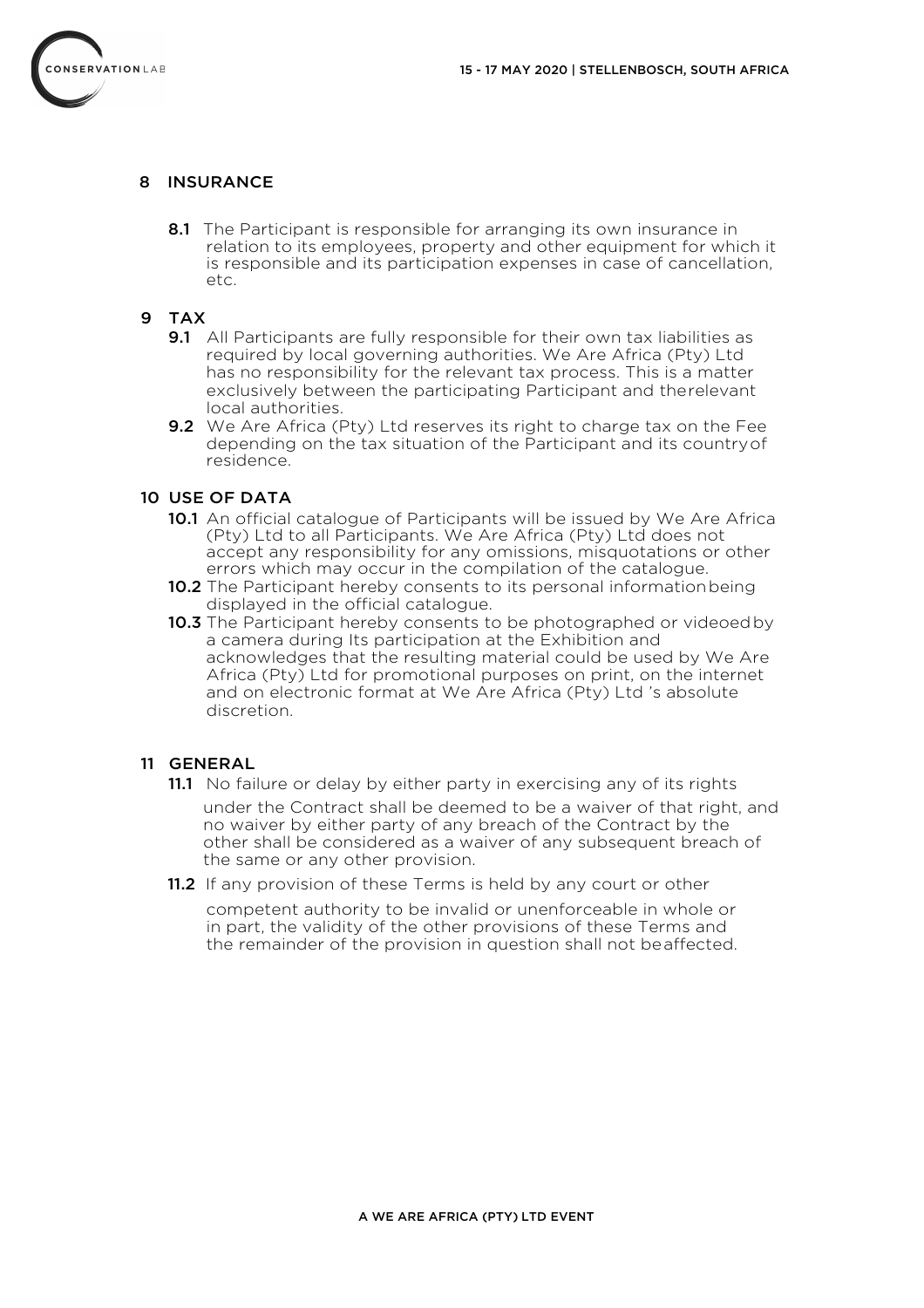## 8 INSURANCE

**8.1** The Participant is responsible for arranging its own insurance in relation to its employees, property and other equipment for which it is responsible and its participation expenses in case of cancellation, etc.

## 9 TAX

**9.1** All Participants are fully responsible for their own tax liabilities as required by local governing authorities. We Are Africa (Pty) Ltd has no responsibility for the relevant tax process. This is a matter exclusively between the participating Participant and therelevant local authorities.

**9.2** We Are Africa (Pty) Ltd reserves its right to charge tax on the Fee depending on the tax situation of the Participant and its countryof residence.

## 10 USE OF DATA

**10.1** An official catalogue of Participants will be issued by We Are Africa (Pty) Ltd to all Participants. We Are Africa (Pty) Ltd does not accept any responsibility for any omissions, misquotations or other errors which may occur in the compilation of the catalogue.

**10.2** The Participant hereby consents to its personal informationbeing displayed in the official catalogue.

**10.3** The Participant hereby consents to be photographed or videoedby a camera during Its participation at the Exhibition and acknowledges that the resulting material could be used by We Are Africa (Pty) Ltd for promotional purposes on print, on the internet and on electronic format at We Are Africa (Pty) Ltd 's absolute discretion.

## 11 GENERAL

**11.1** No failure or delay by either party in exercising any of its rights under the Contract shall be deemed to be a waiver of that right, and no waiver by either party of any breach of the Contract by the other shall be considered as a waiver of any subsequent breach of the same or any other provision.

**11.2** If any provision of these Terms is held by any court or other competent authority to be invalid or unenforceable in whole or in part, the validity of the other provisions of these Terms and the remainder of the provision in question shall not beaffected.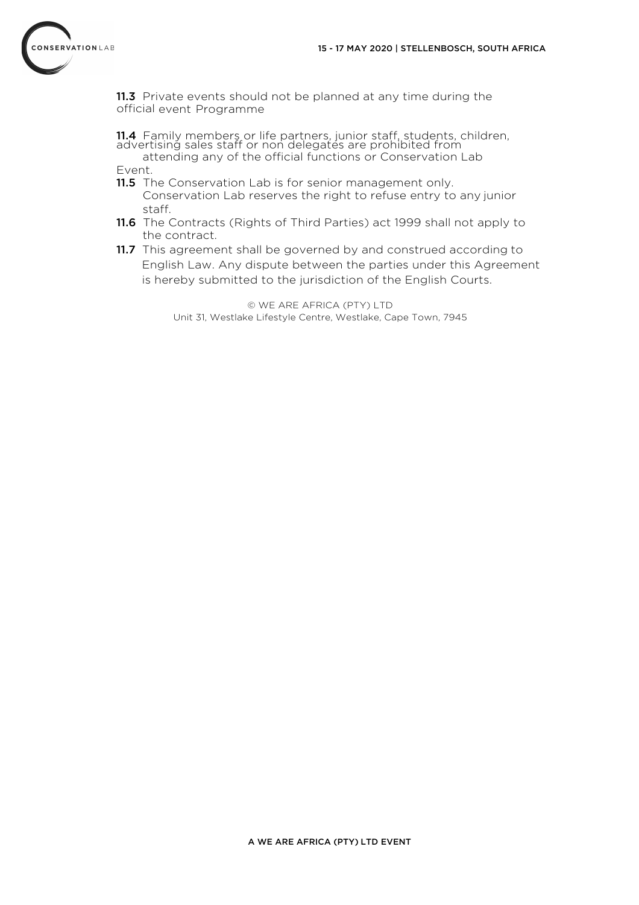**11.3** Private events should not be planned at any time during the official event Programme

**11.4** Family members or life partners, junior staff, students, children, advertising sales staff or non delegates are prohibited from attending any of the official functions or Conservation Lab Event.

**11.5** The Conservation Lab is for senior management only. Conservation Lab reserves the right to refuse entry to any junior staff.

**11.6** The Contracts (Rights of Third Parties) act 1999 shall not apply to the contract.

**11.7** This agreement shall be governed by and construed according to English Law. Any dispute between the parties under this Agreement is hereby submitted to the jurisdiction of the English Courts.

© WE ARE AFRICA (PTY) LTD
Unit 31, Westlake Lifestyle Centre, Westlake, Cape Town, 7945